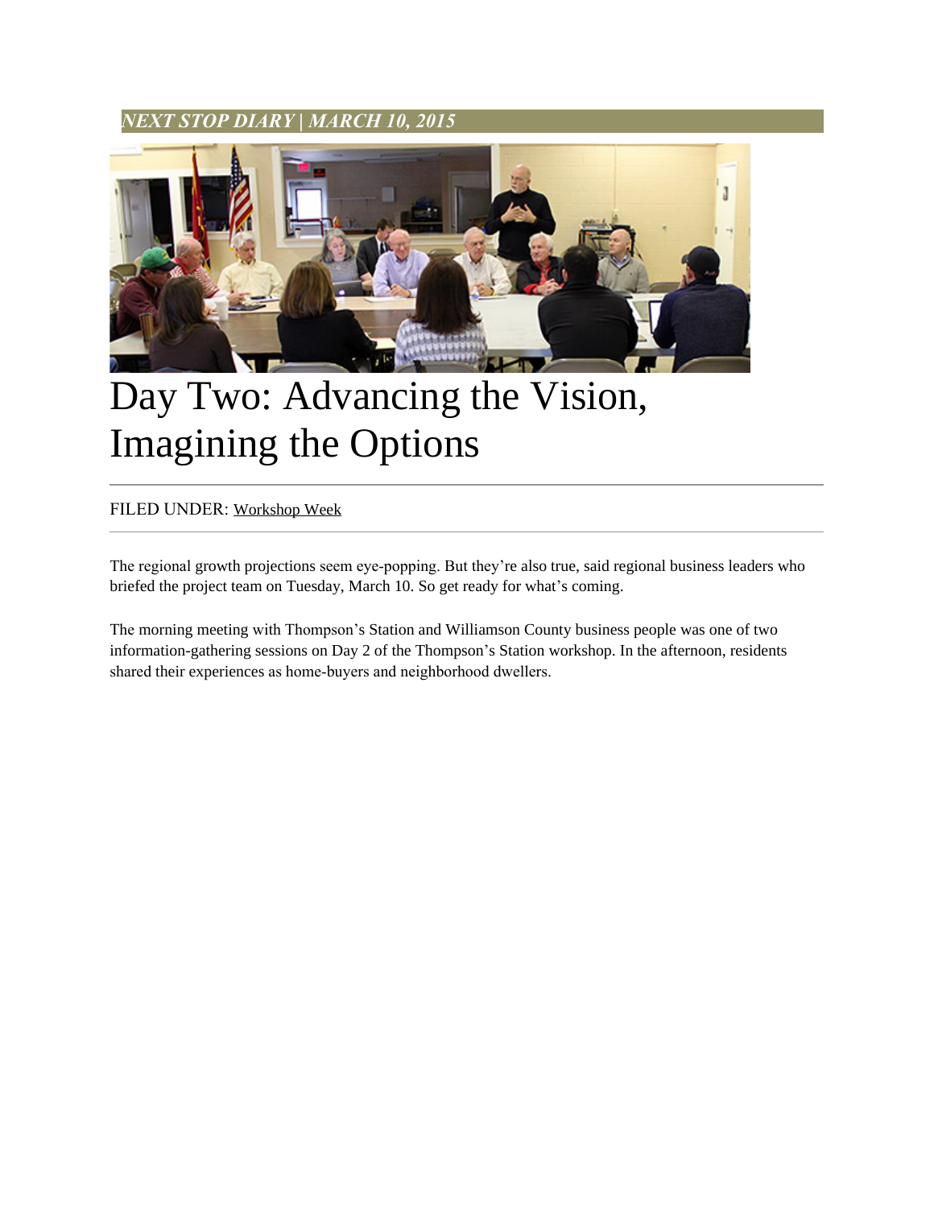***NEXT STOP DIARY | MARCH 10, 2015***

# Day Two: Advancing the Vision, Imagining the Options

FILED UNDER: Workshop Week

The regional growth projections seem eye-popping. But they're also true, said regional business leaders who briefed the project team on Tuesday, March 10. So get ready for what's coming.

The morning meeting with Thompson's Station and Williamson County business people was one of two information-gathering sessions on Day 2 of the Thompson's Station workshop. In the afternoon, residents shared their experiences as home-buyers and neighborhood dwellers.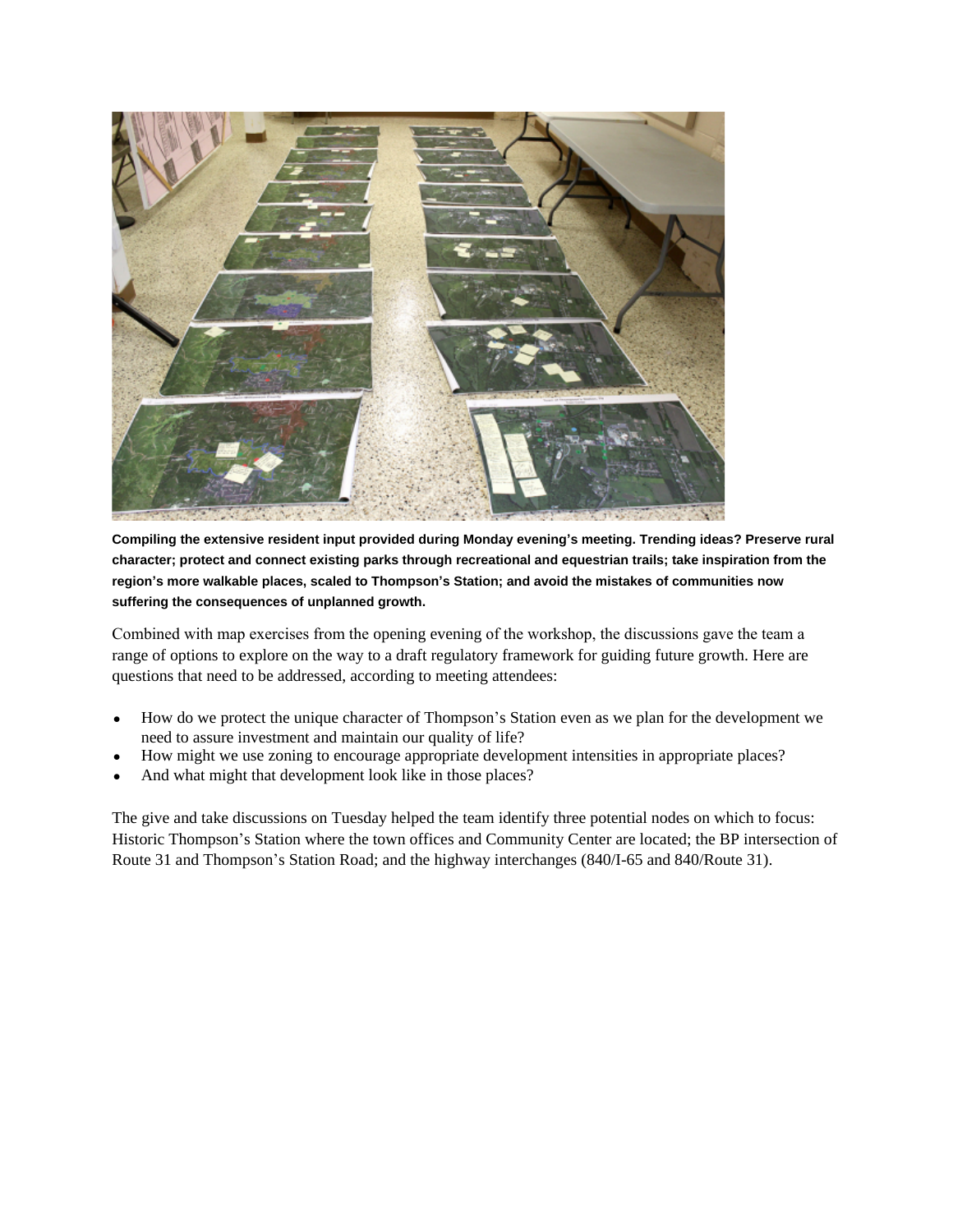**Compiling the extensive resident input provided during Monday evening's meeting. Trending ideas? Preserve rural character; protect and connect existing parks through recreational and equestrian trails; take inspiration from the region's more walkable places, scaled to Thompson's Station; and avoid the mistakes of communities now suffering the consequences of unplanned growth.**

Combined with map exercises from the opening evening of the workshop, the discussions gave the team a range of options to explore on the way to a draft regulatory framework for guiding future growth. Here are questions that need to be addressed, according to meeting attendees:

- How do we protect the unique character of Thompson's Station even as we plan for the development we need to assure investment and maintain our quality of life?
- How might we use zoning to encourage appropriate development intensities in appropriate places?
- And what might that development look like in those places?

The give and take discussions on Tuesday helped the team identify three potential nodes on which to focus: Historic Thompson's Station where the town offices and Community Center are located; the BP intersection of Route 31 and Thompson's Station Road; and the highway interchanges (840/I-65 and 840/Route 31).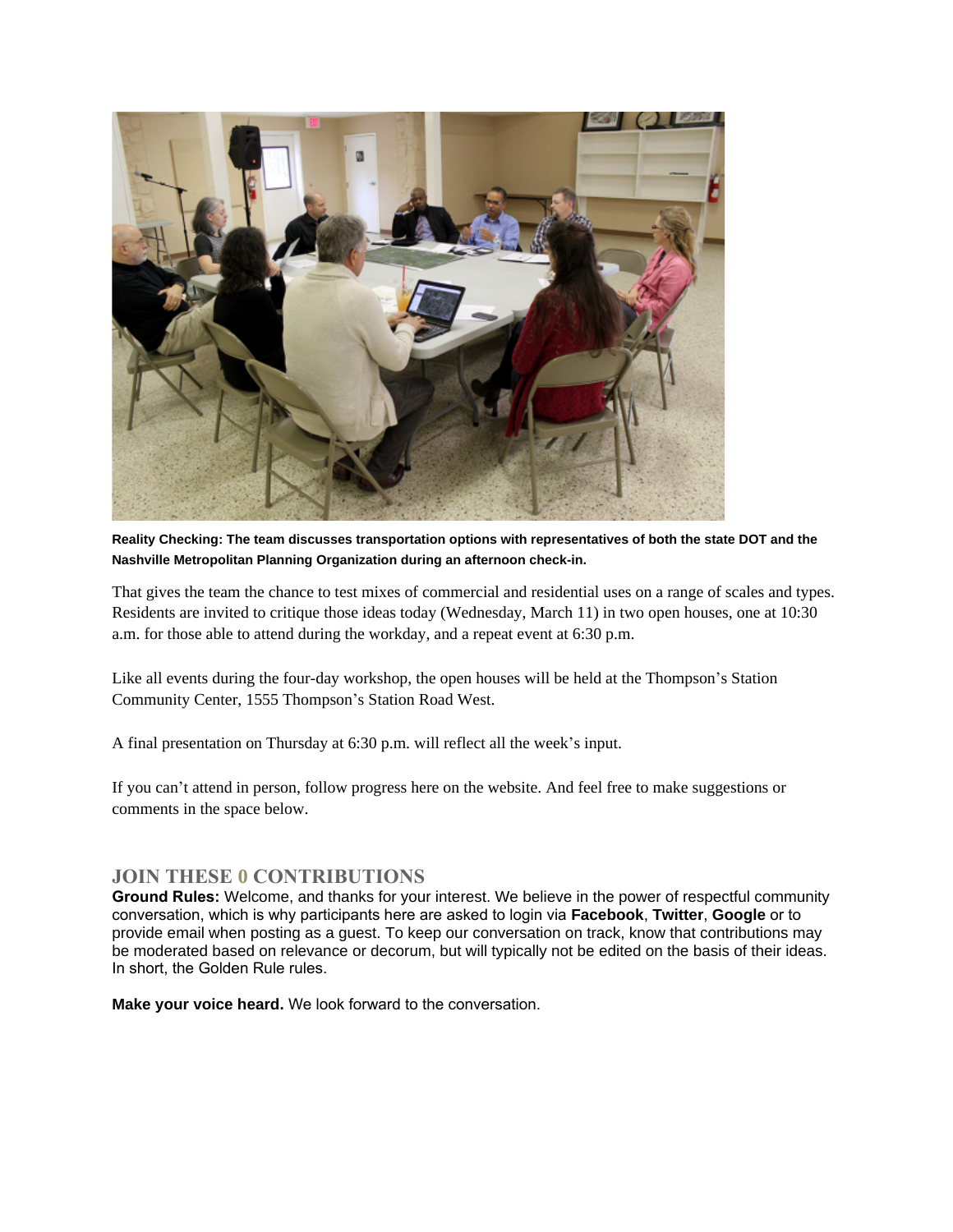**Reality Checking: The team discusses transportation options with representatives of both the state DOT and the Nashville Metropolitan Planning Organization during an afternoon check-in.**

That gives the team the chance to test mixes of commercial and residential uses on a range of scales and types. Residents are invited to critique those ideas today (Wednesday, March 11) in two open houses, one at 10:30 a.m. for those able to attend during the workday, and a repeat event at 6:30 p.m.

Like all events during the four-day workshop, the open houses will be held at the Thompson's Station Community Center, 1555 Thompson's Station Road West.

A final presentation on Thursday at 6:30 p.m. will reflect all the week's input.

If you can't attend in person, follow progress here on the website. And feel free to make suggestions or comments in the space below.

## JOIN THESE 0 CONTRIBUTIONS

**Ground Rules:** Welcome, and thanks for your interest. We believe in the power of respectful community conversation, which is why participants here are asked to login via **Facebook**, **Twitter**, **Google** or to provide email when posting as a guest. To keep our conversation on track, know that contributions may be moderated based on relevance or decorum, but will typically not be edited on the basis of their ideas. In short, the Golden Rule rules.

**Make your voice heard.** We look forward to the conversation.